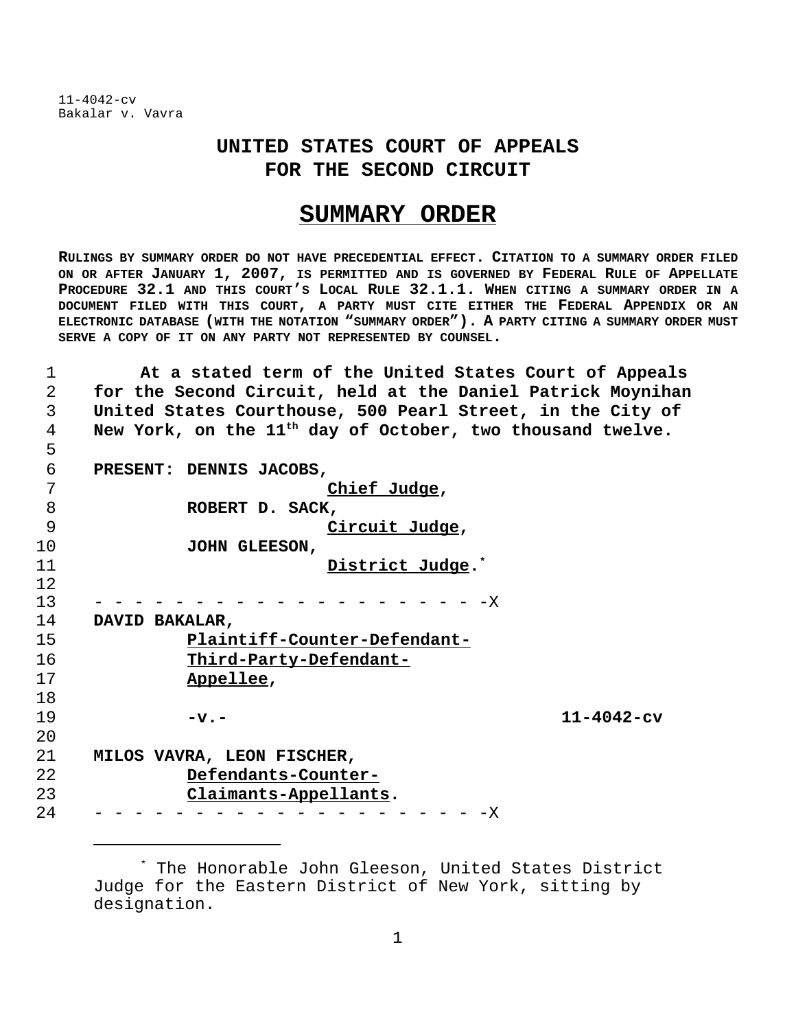11-4042-cv
Bakalar v. Vavra

# UNITED STATES COURT OF APPEALS
# FOR THE SECOND CIRCUIT

## SUMMARY ORDER

**RULINGS BY SUMMARY ORDER DO NOT HAVE PRECEDENTIAL EFFECT. CITATION TO A SUMMARY ORDER FILED ON OR AFTER JANUARY 1, 2007, IS PERMITTED AND IS GOVERNED BY FEDERAL RULE OF APPELLATE PROCEDURE 32.1 AND THIS COURT'S LOCAL RULE 32.1.1. WHEN CITING A SUMMARY ORDER IN A DOCUMENT FILED WITH THIS COURT, A PARTY MUST CITE EITHER THE FEDERAL APPENDIX OR AN ELECTRONIC DATABASE (WITH THE NOTATION "SUMMARY ORDER"). A PARTY CITING A SUMMARY ORDER MUST SERVE A COPY OF IT ON ANY PARTY NOT REPRESENTED BY COUNSEL.**

**At a stated term of the United States Court of Appeals for the Second Circuit, held at the Daniel Patrick Moynihan United States Courthouse, 500 Pearl Street, in the City of New York, on the 11th day of October, two thousand twelve.**

**PRESENT: DENNIS JACOBS,**
*Chief Judge*,
**ROBERT D. SACK,**
*Circuit Judge*,
**JOHN GLEESON,**
*District Judge*.[*]

- - - - - - - - - - - - - - - - - - - - -X

**DAVID BAKALAR,**
*Plaintiff-Counter-Defendant-Third-Party-Defendant-Appellee*,

**-v.-** **11-4042-cv**

**MILOS VAVRA, LEON FISCHER,**
*Defendants-Counter-Claimants-Appellants*.

- - - - - - - - - - - - - - - - - - - - -X

---

[*] The Honorable John Gleeson, United States District Judge for the Eastern District of New York, sitting by designation.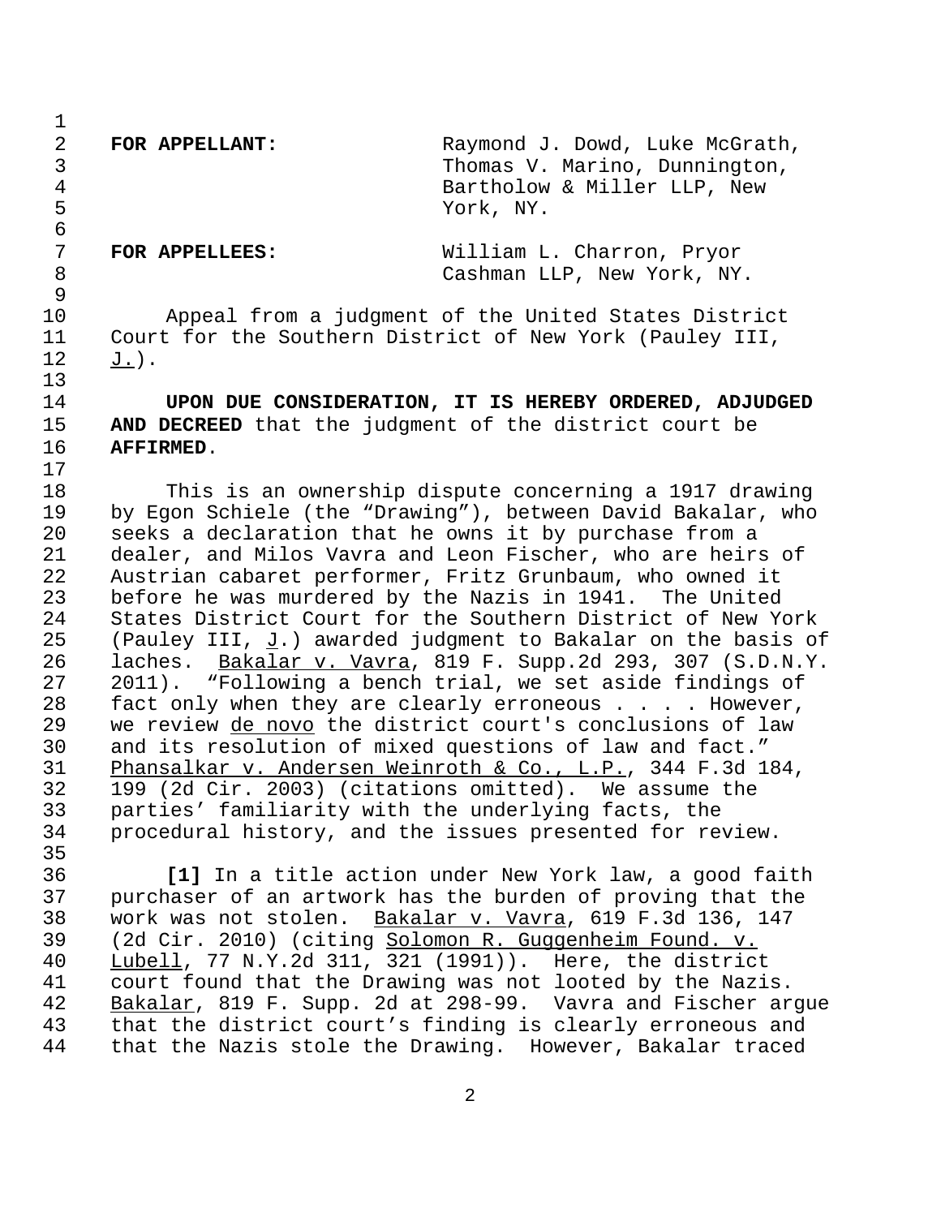**FOR APPELLANT:** Raymond J. Dowd, Luke McGrath, Thomas V. Marino, Dunnington, Bartholow & Miller LLP, New York, NY.

**FOR APPELLEES:** William L. Charron, Pryor Cashman LLP, New York, NY.

Appeal from a judgment of the United States District Court for the Southern District of New York (Pauley III, J.).

**UPON DUE CONSIDERATION, IT IS HEREBY ORDERED, ADJUDGED AND DECREED** that the judgment of the district court be **AFFIRMED**.

This is an ownership dispute concerning a 1917 drawing by Egon Schiele (the "Drawing"), between David Bakalar, who seeks a declaration that he owns it by purchase from a dealer, and Milos Vavra and Leon Fischer, who are heirs of Austrian cabaret performer, Fritz Grunbaum, who owned it before he was murdered by the Nazis in 1941. The United States District Court for the Southern District of New York (Pauley III, J.) awarded judgment to Bakalar on the basis of laches. Bakalar v. Vavra, 819 F. Supp.2d 293, 307 (S.D.N.Y. 2011). "Following a bench trial, we set aside findings of fact only when they are clearly erroneous . . . . However, we review de novo the district court's conclusions of law and its resolution of mixed questions of law and fact." Phansalkar v. Andersen Weinroth & Co., L.P., 344 F.3d 184, 199 (2d Cir. 2003) (citations omitted). We assume the parties' familiarity with the underlying facts, the procedural history, and the issues presented for review.

**[1]** In a title action under New York law, a good faith purchaser of an artwork has the burden of proving that the work was not stolen. Bakalar v. Vavra, 619 F.3d 136, 147 (2d Cir. 2010) (citing Solomon R. Guggenheim Found. v. Lubell, 77 N.Y.2d 311, 321 (1991)). Here, the district court found that the Drawing was not looted by the Nazis. Bakalar, 819 F. Supp. 2d at 298-99. Vavra and Fischer argue that the district court's finding is clearly erroneous and that the Nazis stole the Drawing. However, Bakalar traced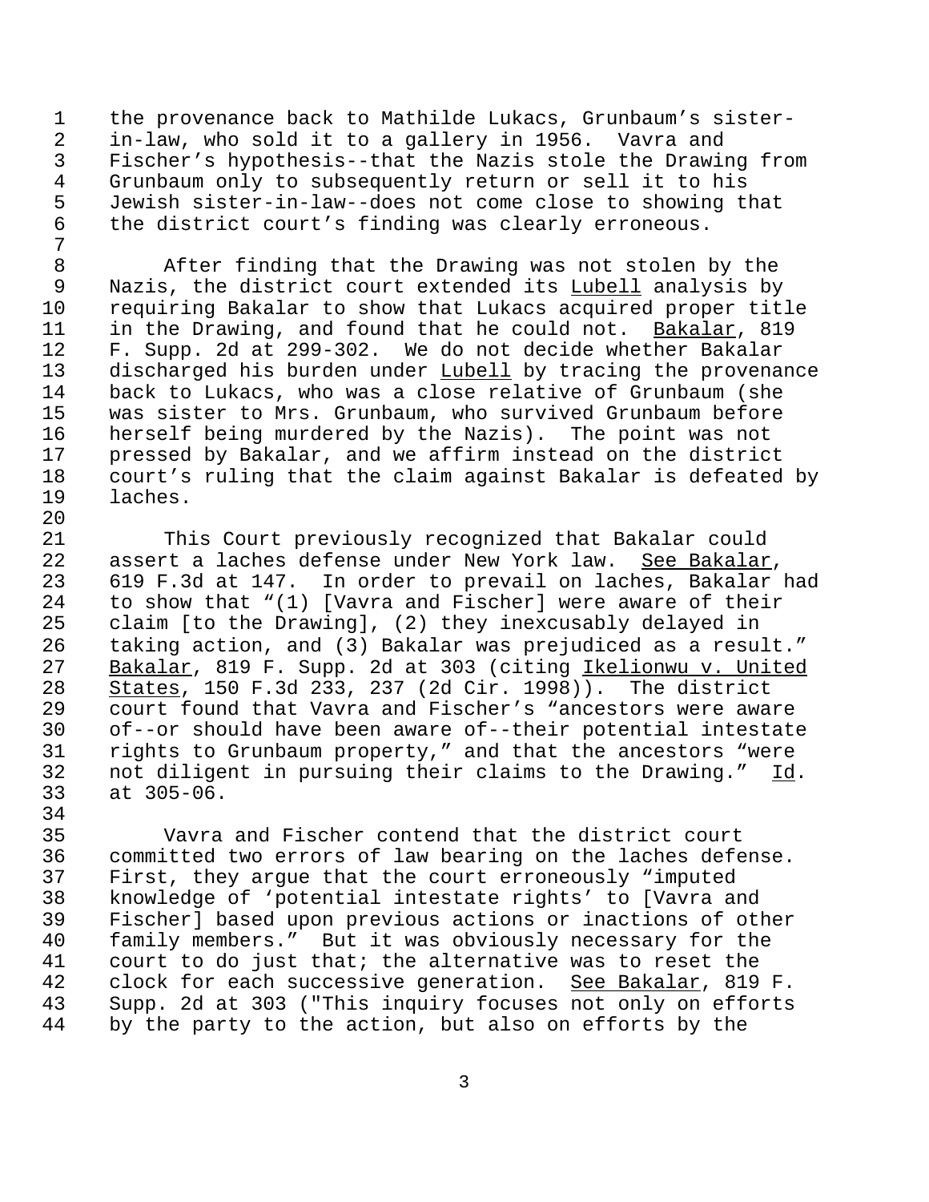the provenance back to Mathilde Lukacs, Grunbaum's sister-in-law, who sold it to a gallery in 1956. Vavra and Fischer's hypothesis--that the Nazis stole the Drawing from Grunbaum only to subsequently return or sell it to his Jewish sister-in-law--does not come close to showing that the district court's finding was clearly erroneous.

After finding that the Drawing was not stolen by the Nazis, the district court extended its Lubell analysis by requiring Bakalar to show that Lukacs acquired proper title in the Drawing, and found that he could not. Bakalar, 819 F. Supp. 2d at 299-302. We do not decide whether Bakalar discharged his burden under Lubell by tracing the provenance back to Lukacs, who was a close relative of Grunbaum (she was sister to Mrs. Grunbaum, who survived Grunbaum before herself being murdered by the Nazis). The point was not pressed by Bakalar, and we affirm instead on the district court's ruling that the claim against Bakalar is defeated by laches.

This Court previously recognized that Bakalar could assert a laches defense under New York law. See Bakalar, 619 F.3d at 147. In order to prevail on laches, Bakalar had to show that "(1) [Vavra and Fischer] were aware of their claim [to the Drawing], (2) they inexcusably delayed in taking action, and (3) Bakalar was prejudiced as a result." Bakalar, 819 F. Supp. 2d at 303 (citing Ikelionwu v. United States, 150 F.3d 233, 237 (2d Cir. 1998)). The district court found that Vavra and Fischer's "ancestors were aware of--or should have been aware of--their potential intestate rights to Grunbaum property," and that the ancestors "were not diligent in pursuing their claims to the Drawing." Id. at 305-06.

Vavra and Fischer contend that the district court committed two errors of law bearing on the laches defense. First, they argue that the court erroneously "imputed knowledge of 'potential intestate rights' to [Vavra and Fischer] based upon previous actions or inactions of other family members." But it was obviously necessary for the court to do just that; the alternative was to reset the clock for each successive generation. See Bakalar, 819 F. Supp. 2d at 303 ("This inquiry focuses not only on efforts by the party to the action, but also on efforts by the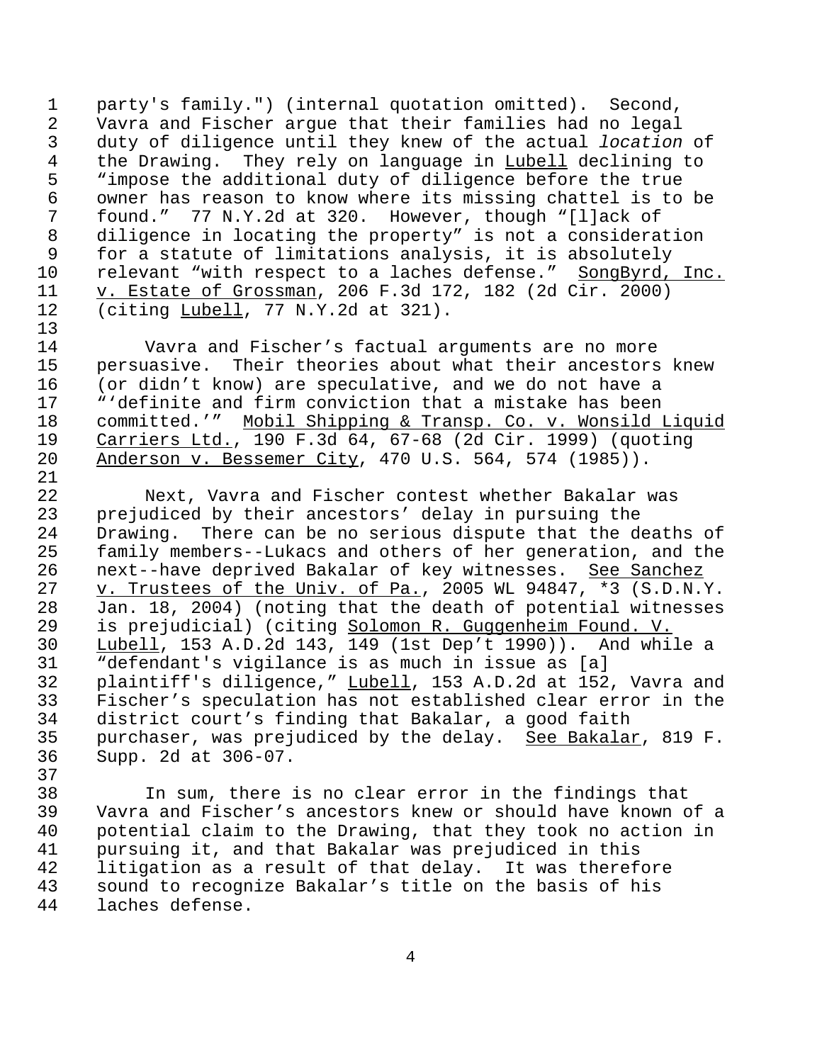party's family.") (internal quotation omitted). Second, Vavra and Fischer argue that their families had no legal duty of diligence until they knew of the actual *location* of the Drawing. They rely on language in Lubell declining to "impose the additional duty of diligence before the true owner has reason to know where its missing chattel is to be found." 77 N.Y.2d at 320. However, though "[l]ack of diligence in locating the property" is not a consideration for a statute of limitations analysis, it is absolutely relevant "with respect to a laches defense." SongByrd, Inc. v. Estate of Grossman, 206 F.3d 172, 182 (2d Cir. 2000) (citing Lubell, 77 N.Y.2d at 321).

Vavra and Fischer's factual arguments are no more persuasive. Their theories about what their ancestors knew (or didn't know) are speculative, and we do not have a "'definite and firm conviction that a mistake has been committed.'" Mobil Shipping & Transp. Co. v. Wonsild Liquid Carriers Ltd., 190 F.3d 64, 67-68 (2d Cir. 1999) (quoting Anderson v. Bessemer City, 470 U.S. 564, 574 (1985)).

Next, Vavra and Fischer contest whether Bakalar was prejudiced by their ancestors' delay in pursuing the Drawing. There can be no serious dispute that the deaths of family members--Lukacs and others of her generation, and the next--have deprived Bakalar of key witnesses. See Sanchez v. Trustees of the Univ. of Pa., 2005 WL 94847, *3 (S.D.N.Y. Jan. 18, 2004) (noting that the death of potential witnesses is prejudicial) (citing Solomon R. Guggenheim Found. V. Lubell, 153 A.D.2d 143, 149 (1st Dep't 1990)). And while a "defendant's vigilance is as much in issue as [a] plaintiff's diligence," Lubell, 153 A.D.2d at 152, Vavra and Fischer's speculation has not established clear error in the district court's finding that Bakalar, a good faith purchaser, was prejudiced by the delay. See Bakalar, 819 F. Supp. 2d at 306-07.

In sum, there is no clear error in the findings that Vavra and Fischer's ancestors knew or should have known of a potential claim to the Drawing, that they took no action in pursuing it, and that Bakalar was prejudiced in this litigation as a result of that delay. It was therefore sound to recognize Bakalar's title on the basis of his laches defense.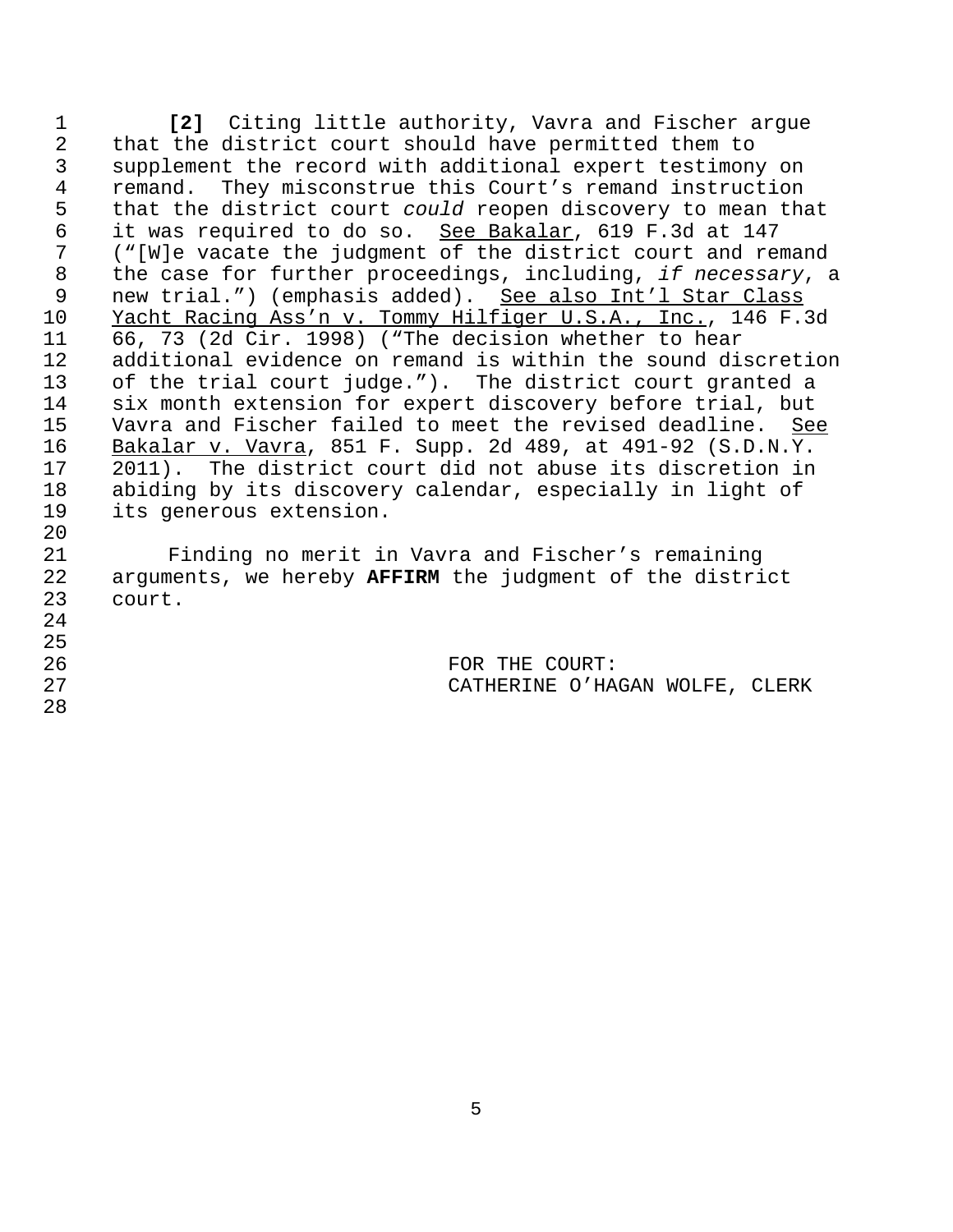**[2]** Citing little authority, Vavra and Fischer argue that the district court should have permitted them to supplement the record with additional expert testimony on remand. They misconstrue this Court's remand instruction that the district court *could* reopen discovery to mean that it was required to do so. See Bakalar, 619 F.3d at 147 ("[W]e vacate the judgment of the district court and remand the case for further proceedings, including, *if necessary*, a new trial.") (emphasis added). See also Int'l Star Class Yacht Racing Ass'n v. Tommy Hilfiger U.S.A., Inc., 146 F.3d 66, 73 (2d Cir. 1998) ("The decision whether to hear additional evidence on remand is within the sound discretion of the trial court judge."). The district court granted a six month extension for expert discovery before trial, but Vavra and Fischer failed to meet the revised deadline. See Bakalar v. Vavra, 851 F. Supp. 2d 489, at 491-92 (S.D.N.Y. 2011). The district court did not abuse its discretion in abiding by its discovery calendar, especially in light of its generous extension.

Finding no merit in Vavra and Fischer's remaining arguments, we hereby **AFFIRM** the judgment of the district court.

FOR THE COURT:
CATHERINE O'HAGAN WOLFE, CLERK